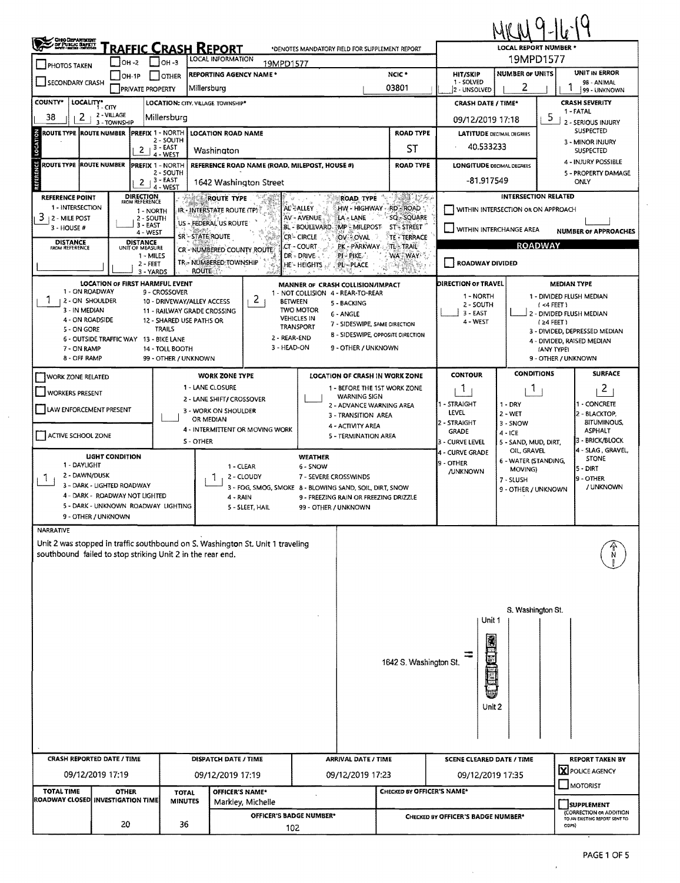MKM 9-16-19

# TRAFFIC CRASH REPORT

*DENOTES MANDATORY FIELD FOR SUPPLEMENT REPORT

| Field | Value |
|---|---|
| LOCAL REPORT NUMBER * | 19MPD1577 |
| LOCAL INFORMATION | 19MPD1577 |
| REPORTING AGENCY NAME * | Millersburg |
| NCIC * | 03801 |
| HIT/SKIP (1 - SOLVED, 2 - UNSOLVED) | |
| NUMBER OF UNITS | 2 |
| UNIT IN ERROR (98 - ANIMAL, 99 - UNKNOWN) | 1 |
| COUNTY* | 38 |
| LOCALITY* (1 - CITY, 2 - VILLAGE, 3 - TOWNSHIP) | 2 |
| LOCATION: CITY, VILLAGE, TOWNSHIP* | Millersburg |
| CRASH DATE / TIME* | 09/12/2019 17:18 |
| CRASH SEVERITY (1 - FATAL, 2 - SERIOUS INJURY SUSPECTED, 3 - MINOR INJURY SUSPECTED, 4 - INJURY POSSIBLE, 5 - PROPERTY DAMAGE ONLY) | 5 |

**LOCATION**

| ROUTE TYPE | ROUTE NUMBER | PREFIX (1 - NORTH, 2 - SOUTH, 3 - EAST, 4 - WEST) | LOCATION ROAD NAME | ROAD TYPE | LATITUDE DECIMAL DEGREES |
|---|---|---|---|---|---|
| | | 2 | Washington | ST | 40.533233 |

**REFERENCE**

| ROUTE TYPE | ROUTE NUMBER | PREFIX | REFERENCE ROAD NAME (ROAD, MILEPOST, HOUSE #) | ROAD TYPE | LONGITUDE DECIMAL DEGREES |
|---|---|---|---|---|---|
| | | 2 | 1642 Washington Street | | -81.917549 |

| Field | Value |
|---|---|
| REFERENCE POINT (1 - INTERSECTION, 2 - MILE POST, 3 - HOUSE #) | 3 |
| DIRECTION FROM REFERENCE (1 - NORTH, 2 - SOUTH, 3 - EAST, 4 - WEST) | |
| DISTANCE FROM REFERENCE | |
| DISTANCE UNIT OF MEASURE (1 - MILES, 2 - FEET, 3 - YARDS) | |

ROUTE TYPE: IR - INTERSTATE ROUTE (TP), US - FEDERAL US ROUTE, SR - STATE ROUTE, CR - NUMBERED COUNTY ROUTE, TR - NUMBERED TOWNSHIP ROUTE

ROAD TYPE: AL - ALLEY, AV - AVENUE, BL - BOULEVARD, CR - CIRCLE, CT - COURT, DR - DRIVE, HE - HEIGHTS, HW - HIGHWAY, LA - LANE, MP - MILEPOST, OV - OVAL, PK - PARKWAY, PI - PIKE, PL - PLACE, RD - ROAD, SQ - SQUARE, ST - STREET, TE - TERRACE, TL - TRAIL, WA - WAY

**INTERSECTION RELATED**

- [ ] WITHIN INTERSECTION OR ON APPROACH
- [ ] WITHIN INTERCHANGE AREA
- NUMBER OF APPROACHES:

**ROADWAY**

- [ ] ROADWAY DIVIDED

| Field | Value |
|---|---|
| LOCATION OF FIRST HARMFUL EVENT (1 - ON ROADWAY, 2 - ON SHOULDER, 3 - IN MEDIAN, 4 - ON ROADSIDE, 5 - ON GORE, 6 - OUTSIDE TRAFFIC WAY, 7 - ON RAMP, 8 - OFF RAMP, 9 - CROSSOVER, 10 - DRIVEWAY/ALLEY ACCESS, 11 - RAILWAY GRADE CROSSING, 12 - SHARED USE PATHS OR TRAILS, 13 - BIKE LANE, 14 - TOLL BOOTH, 99 - OTHER / UNKNOWN) | 1 |
| MANNER OF CRASH COLLISION/IMPACT (1 - NOT COLLISION BETWEEN TWO MOTOR VEHICLES IN TRANSPORT, 2 - REAR-END, 3 - HEAD-ON, 4 - REAR-TO-REAR, 5 - BACKING, 6 - ANGLE, 7 - SIDESWIPE, SAME DIRECTION, 8 - SIDESWIPE, OPPOSITE DIRECTION, 9 - OTHER / UNKNOWN) | 2 |
| DIRECTION OF TRAVEL (1 - NORTH, 2 - SOUTH, 3 - EAST, 4 - WEST) | |
| MEDIAN TYPE (1 - DIVIDED FLUSH MEDIAN (<4 FEET), 2 - DIVIDED FLUSH MEDIAN (≥4 FEET), 3 - DIVIDED, DEPRESSED MEDIAN, 4 - DIVIDED, RAISED MEDIAN (ANY TYPE), 9 - OTHER / UNKNOWN) | |

- [ ] WORK ZONE RELATED
- [ ] WORKERS PRESENT
- [ ] LAW ENFORCEMENT PRESENT
- [ ] ACTIVE SCHOOL ZONE

WORK ZONE TYPE: 1 - LANE CLOSURE, 2 - LANE SHIFT/ CROSSOVER, 3 - WORK ON SHOULDER OR MEDIAN, 4 - INTERMITTENT OR MOVING WORK, 5 - OTHER

LOCATION OF CRASH IN WORK ZONE: 1 - BEFORE THE 1ST WORK ZONE WARNING SIGN, 2 - ADVANCE WARNING AREA, 3 - TRANSITION AREA, 4 - ACTIVITY AREA, 5 - TERMINATION AREA

| Field | Value |
|---|---|
| CONTOUR (1 - STRAIGHT LEVEL, 2 - STRAIGHT GRADE, 3 - CURVE LEVEL, 4 - CURVE GRADE, 9 - OTHER /UNKNOWN) | 1 |
| CONDITIONS (1 - DRY, 2 - WET, 3 - SNOW, 4 - ICE, 5 - SAND, MUD, DIRT, OIL, GRAVEL, 6 - WATER (STANDING, MOVING), 7 - SLUSH, 9 - OTHER / UNKNOWN) | 1 |
| SURFACE (1 - CONCRETE, 2 - BLACKTOP, BITUMINOUS, ASPHALT, 3 - BRICK/BLOCK, 4 - SLAG, GRAVEL, STONE, 5 - DIRT, 9 - OTHER / UNKNOWN) | 2 |
| LIGHT CONDITION (1 - DAYLIGHT, 2 - DAWN/DUSK, 3 - DARK - LIGHTED ROADWAY, 4 - DARK - ROADWAY NOT LIGHTED, 5 - DARK - UNKNOWN ROADWAY LIGHTING, 9 - OTHER / UNKNOWN) | 1 |
| WEATHER (1 - CLEAR, 2 - CLOUDY, 3 - FOG, SMOG, SMOKE, 4 - RAIN, 5 - SLEET, HAIL, 6 - SNOW, 7 - SEVERE CROSSWINDS, 8 - BLOWING SAND, SOIL, DIRT, SNOW, 9 - FREEZING RAIN OR FREEZING DRIZZLE, 99 - OTHER / UNKNOWN) | 1 |

**NARRATIVE**

Unit 2 was stopped in traffic southbound on S. Washington St. Unit 1 traveling southbound failed to stop striking Unit 2 in the rear end.

S. Washington St.
Unit 1
1642 S. Washington St.
Unit 2

| CRASH REPORTED DATE / TIME | DISPATCH DATE / TIME | ARRIVAL DATE / TIME | SCENE CLEARED DATE / TIME | REPORT TAKEN BY |
|---|---|---|---|---|
| 09/12/2019 17:19 | 09/12/2019 17:19 | 09/12/2019 17:23 | 09/12/2019 17:35 | [X] POLICE AGENCY [ ] MOTORIST |

| TOTAL TIME ROADWAY CLOSED | OTHER INVESTIGATION TIME | TOTAL MINUTES | OFFICER'S NAME* | OFFICER'S BADGE NUMBER* | CHECKED BY OFFICER'S NAME* | CHECKED BY OFFICER'S BADGE NUMBER* |
|---|---|---|---|---|---|---|
| | 20 | 36 | Markley, Michelle | 102 | | |

- [ ] SUPPLEMENT (CORRECTION OR ADDITION TO AN EXISTING REPORT SENT TO ODPS)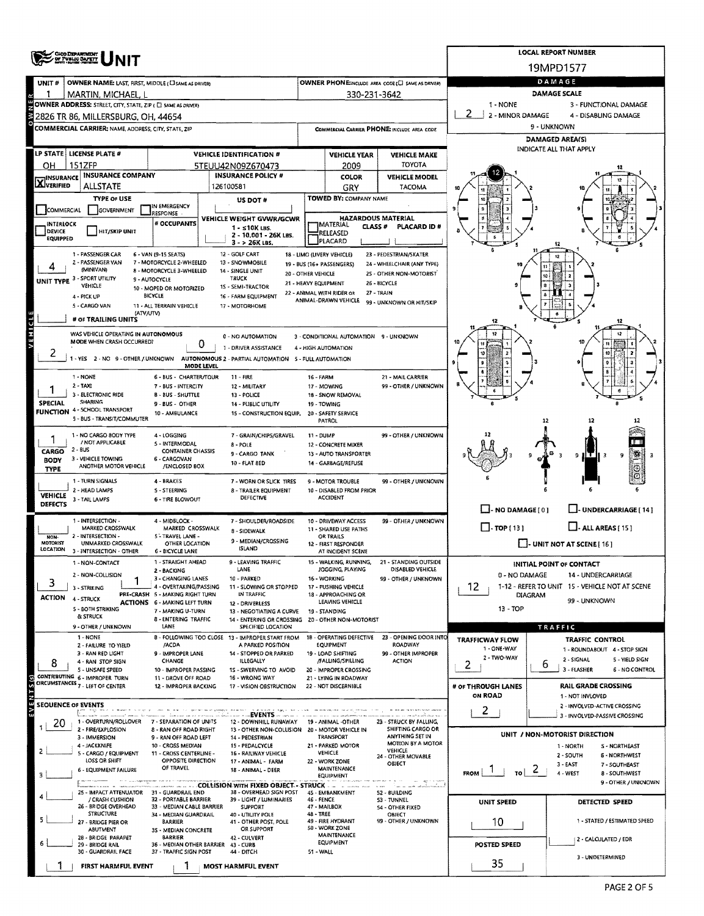# UNIT

**LOCAL REPORT NUMBER:** 19MPD1577

| UNIT # | OWNER NAME: LAST, FIRST, MIDDLE | OWNER PHONE |
|---|---|---|
| 1 | MARTIN, MICHAEL, L | 330-231-3642 |

**OWNER ADDRESS:** 2826 TR 86, MILLERSBURG, OH, 44654

**COMMERCIAL CARRIER:** NAME, ADDRESS, CITY, STATE, ZIP

**COMMERCIAL CARRIER PHONE:**

| LP STATE | LICENSE PLATE # | VEHICLE IDENTIFICATION # | VEHICLE YEAR | VEHICLE MAKE |
|---|---|---|---|---|
| OH | 151ZFP | 5TEUU42N09Z670473 | 2009 | TOYOTA |

| INSURANCE | INSURANCE COMPANY | INSURANCE POLICY # | COLOR | VEHICLE MODEL |
|---|---|---|---|---|
| X VERIFIED | ALLSTATE | 126100581 | GRY | TACOMA |

**TYPE OF USE:** COMMERCIAL / GOVERNMENT / IN EMERGENCY RESPONSE

**US DOT #:**

**TOWED BY:** COMPANY NAME

**INTERLOCK DEVICE EQUIPPED / HIT/SKIP UNIT / # OCCUPANTS**

**VEHICLE WEIGHT GVWR/GCWR:** 1 - ≤10K LBS. 2 - 10,001 - 26K LBS. 3 - > 26K LBS.

**HAZARDOUS MATERIAL:** MATERIAL RELEASED / PLACARD / CLASS # / PLACARD ID #

**UNIT TYPE:** 4

1 - PASSENGER CAR, 2 - PASSENGER VAN (MINIVAN), 3 - SPORT UTILITY VEHICLE, 4 - PICK UP, 5 - CARGO VAN, 6 - VAN (9-15 SEATS), 7 - MOTORCYCLE 2-WHEELED, 8 - MOTORCYCLE 3-WHEELED, 9 - AUTOCYCLE, 10 - MOPED OR MOTORIZED BICYCLE, 11 - ALL TERRAIN VEHICLE (ATV/UTV), 12 - GOLF CART, 13 - SNOWMOBILE, 14 - SINGLE UNIT TRUCK, 15 - SEMI-TRACTOR, 16 - FARM EQUIPMENT, 17 - MOTORHOME, 18 - LIMO (LIVERY VEHICLE), 19 - BUS (16+ PASSENGERS), 20 - OTHER VEHICLE, 21 - HEAVY EQUIPMENT, 22 - ANIMAL WITH RIDER OR ANIMAL-DRAWN VEHICLE, 23 - PEDESTRIAN/SKATER, 24 - WHEELCHAIR (ANY TYPE), 25 - OTHER NON-MOTORIST, 26 - BICYCLE, 27 - TRAIN, 99 - UNKNOWN OR HIT/SKIP

**# OF TRAILING UNITS:**

**WAS VEHICLE OPERATING IN AUTONOMOUS MODE WHEN CRASH OCCURRED?** 2

1 - YES 2 - NO 9 - OTHER / UNKNOWN

**AUTONOMOUS MODE LEVEL:** 0

0 - NO AUTOMATION, 1 - DRIVER ASSISTANCE, 2 - PARTIAL AUTOMATION, 3 - CONDITIONAL AUTOMATION, 4 - HIGH AUTOMATION, 5 - FULL AUTOMATION, 9 - UNKNOWN

**SPECIAL FUNCTION:** 1

1 - NONE, 2 - TAXI, 3 - ELECTRONIC RIDE SHARING, 4 - SCHOOL TRANSPORT, 5 - BUS - TRANSIT/COMMUTER, 6 - BUS - CHARTER/TOUR, 7 - BUS - INTERCITY, 8 - BUS - SHUTTLE, 9 - BUS - OTHER, 10 - AMBULANCE, 11 - FIRE, 12 - MILITARY, 13 - POLICE, 14 - PUBLIC UTILITY, 15 - CONSTRUCTION EQUIP., 16 - FARM, 17 - MOWING, 18 - SNOW REMOVAL, 19 - TOWING, 20 - SAFETY SERVICE PATROL, 21 - MAIL CARRIER, 99 - OTHER / UNKNOWN

**CARGO BODY TYPE:** 1

1 - NO CARGO BODY TYPE / NOT APPLICABLE, 2 - BUS, 3 - VEHICLE TOWING ANOTHER MOTOR VEHICLE, 4 - LOGGING, 5 - INTERMODAL CONTAINER CHASSIS, 6 - CARGOVAN /ENCLOSED BOX, 7 - GRAIN/CHIPS/GRAVEL, 8 - POLE, 9 - CARGO TANK, 10 - FLAT BED, 11 - DUMP, 12 - CONCRETE MIXER, 13 - AUTO TRANSPORTER, 14 - GARBAGE/REFUSE, 99 - OTHER / UNKNOWN

**VEHICLE DEFECTS:**

1 - TURN SIGNALS, 2 - HEAD LAMPS, 3 - TAIL LAMPS, 4 - BRAKES, 5 - STEERING, 6 - TIRE BLOWOUT, 7 - WORN OR SLICK TIRES, 8 - TRAILER EQUIPMENT DEFECTIVE, 9 - MOTOR TROUBLE, 10 - DISABLED FROM PRIOR ACCIDENT, 99 - OTHER / UNKNOWN

**NON-MOTORIST LOCATION:**

1 - INTERSECTION - MARKED CROSSWALK, 2 - INTERSECTION - UNMARKED CROSSWALK, 3 - INTERSECTION - OTHER, 4 - MIDBLOCK - MARKED CROSSWALK, 5 - TRAVEL LANE - OTHER LOCATION, 6 - BICYCLE LANE, 7 - SHOULDER/ROADSIDE, 8 - SIDEWALK, 9 - MEDIAN/CROSSING ISLAND, 10 - DRIVEWAY ACCESS, 11 - SHARED USE PATHS OR TRAILS, 12 - FIRST RESPONDER AT INCIDENT SCENE, 99 - OTHER / UNKNOWN

**ACTION:** 3

1 - NON-CONTACT, 2 - NON-COLLISION, 3 - STRIKING, 4 - STRUCK, 5 - BOTH STRIKING & STRUCK, 9 - OTHER / UNKNOWN

**PRE-CRASH ACTIONS:** 1

1 - STRAIGHT AHEAD, 2 - BACKING, 3 - CHANGING LANES, 4 - OVERTAKING/PASSING, 5 - MAKING RIGHT TURN, 6 - MAKING LEFT TURN, 7 - MAKING U-TURN, 8 - ENTERING TRAFFIC LANE, 9 - LEAVING TRAFFIC LANE, 10 - PARKED, 11 - SLOWING OR STOPPED IN TRAFFIC, 12 - DRIVERLESS, 13 - NEGOTIATING A CURVE, 14 - ENTERING OR CROSSING SPECIFIED LOCATION, 15 - WALKING, RUNNING, JOGGING, PLAYING, 16 - WORKING, 17 - PUSHING VEHICLE, 18 - APPROACHING OR LEAVING VEHICLE, 19 - STANDING, 20 - OTHER NON-MOTORIST, 21 - STANDING OUTSIDE DISABLED VEHICLE, 99 - OTHER / UNKNOWN

**CONTRIBUTING CIRCUMSTANCES:** 8

1 - NONE, 2 - FAILURE TO YIELD, 3 - RAN RED LIGHT, 4 - RAN STOP SIGN, 5 - UNSAFE SPEED, 6 - IMPROPER TURN, 7 - LEFT OF CENTER, 8 - FOLLOWING TOO CLOSE /ACDA, 9 - IMPROPER LANE CHANGE, 10 - IMPROPER PASSING, 11 - DROVE OFF ROAD, 12 - IMPROPER BACKING, 13 - IMPROPER START FROM A PARKED POSITION, 14 - STOPPED OR PARKED ILLEGALLY, 15 - SWERVING TO AVOID, 16 - WRONG WAY, 17 - VISION OBSTRUCTION, 18 - OPERATING DEFECTIVE EQUIPMENT, 19 - LOAD SHIFTING /FALLING/SPILLING, 20 - IMPROPER CROSSING, 21 - LYING IN ROADWAY, 22 - NOT DISCERNIBLE, 23 - OPENING DOOR INTO ROADWAY, 99 - OTHER IMPROPER ACTION

**SEQUENCE OF EVENTS:**

1: 20
2:
3:
4:
5:
6:

**EVENTS:** 1 - OVERTURN/ROLLOVER, 2 - FIRE/EXPLOSION, 3 - IMMERSION, 4 - JACKKNIFE, 5 - CARGO / EQUIPMENT LOSS OR SHIFT, 6 - EQUIPMENT FAILURE, 7 - SEPARATION OF UNITS, 8 - RAN OFF ROAD RIGHT, 9 - RAN OFF ROAD LEFT, 10 - CROSS MEDIAN, 11 - CROSS CENTERLINE - OPPOSITE DIRECTION OF TRAVEL, 12 - DOWNHILL RUNAWAY, 13 - OTHER NON-COLLISION, 14 - PEDESTRIAN, 15 - PEDALCYCLE, 16 - RAILWAY VEHICLE, 17 - ANIMAL - FARM, 18 - ANIMAL - DEER, 19 - ANIMAL -OTHER, 20 - MOTOR VEHICLE IN TRANSPORT, 21 - PARKED MOTOR VEHICLE, 22 - WORK ZONE MAINTENANCE EQUIPMENT, 23 - STRUCK BY FALLING, SHIFTING CARGO OR ANYTHING SET IN MOTION BY A MOTOR VEHICLE, 24 - OTHER MOVABLE OBJECT

**COLLISION WITH FIXED OBJECT - STRUCK:** 25 - IMPACT ATTENUATOR / CRASH CUSHION, 26 - BRIDGE OVERHEAD STRUCTURE, 27 - BRIDGE PIER OR ABUTMENT, 28 - BRIDGE PARAPET, 29 - BRIDGE RAIL, 30 - GUARDRAIL FACE, 31 - GUARDRAIL END, 32 - PORTABLE BARRIER, 33 - MEDIAN CABLE BARRIER, 34 - MEDIAN GUARDRAIL BARRIER, 35 - MEDIAN CONCRETE BARRIER, 36 - MEDIAN OTHER BARRIER, 37 - TRAFFIC SIGN POST, 38 - OVERHEAD SIGN POST, 39 - LIGHT / LUMINARIES SUPPORT, 40 - UTILITY POLE, 41 - OTHER POST, POLE OR SUPPORT, 42 - CULVERT, 43 - CURB, 44 - DITCH, 45 - EMBANKMENT, 46 - FENCE, 47 - MAILBOX, 48 - TREE, 49 - FIRE HYDRANT, 50 - WORK ZONE MAINTENANCE EQUIPMENT, 51 - WALL, 52 - BUILDING, 53 - TUNNEL, 54 - OTHER FIXED OBJECT, 99 - OTHER / UNKNOWN

**FIRST HARMFUL EVENT:** 1
**MOST HARMFUL EVENT:** 1

## DAMAGE

**DAMAGE SCALE:** 2

1 - NONE, 2 - MINOR DAMAGE, 3 - FUNCTIONAL DAMAGE, 4 - DISABLING DAMAGE, 9 - UNKNOWN

**DAMAGED AREA(S):** INDICATE ALL THAT APPLY — 12

NO DAMAGE [0] / UNDERCARRIAGE [14] / TOP [13] / ALL AREAS [15] / UNIT NOT AT SCENE [16]

**INITIAL POINT OF CONTACT:** 12

0 - NO DAMAGE, 1-12 - REFER TO UNIT DIAGRAM, 13 - TOP, 14 - UNDERCARRIAGE, 15 - VEHICLE NOT AT SCENE, 99 - UNKNOWN

## TRAFFIC

**TRAFFICWAY FLOW:** 2

1 - ONE-WAY, 2 - TWO-WAY

**TRAFFIC CONTROL:** 6

1 - ROUNDABOUT, 2 - SIGNAL, 3 - FLASHER, 4 - STOP SIGN, 5 - YIELD SIGN, 6 - NO CONTROL

**# OF THROUGH LANES ON ROAD:** 2

**RAIL GRADE CROSSING:** 1 - NOT INVLOVED, 2 - INVOLVED-ACTIVE CROSSING, 3 - INVOLVED-PASSIVE CROSSING

**UNIT / NON-MOTORIST DIRECTION:** FROM 1 TO 2

1 - NORTH, 2 - SOUTH, 3 - EAST, 4 - WEST, 5 - NORTHEAST, 6 - NORTHWEST, 7 - SOUTHEAST, 8 - SOUTHWEST, 9 - OTHER / UNKNOWN

**UNIT SPEED:** 10

**POSTED SPEED:** 35

**DETECTED SPEED:** 1 - STATED / ESTIMATED SPEED, 2 - CALCULATED / EDR, 3 - UNDETERMINED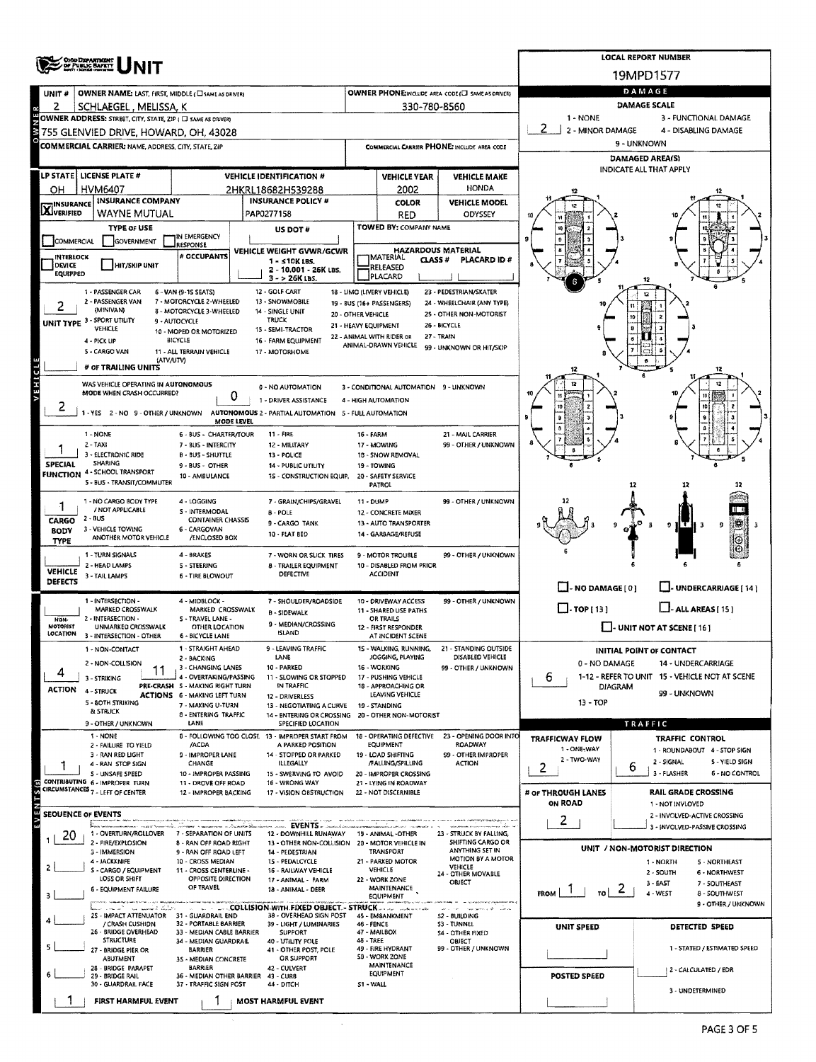# OHIO DEPARTMENT OF PUBLIC SAFETY UNIT

**LOCAL REPORT NUMBER:** 19MPD1577

| UNIT # | OWNER NAME: LAST, FIRST, MIDDLE (☐ SAME AS DRIVER) | OWNER PHONE: INCLUDE AREA CODE (☐ SAME AS DRIVER) |
|---|---|---|
| 2 | SCHLAEGEL , MELISSA, K | 330-780-8560 |

**OWNER ADDRESS:** STREET, CITY, STATE, ZIP (☐ SAME AS DRIVER)
755 GLENVIED DRIVE, HOWARD, OH, 43028

**COMMERCIAL CARRIER:** NAME, ADDRESS, CITY, STATE, ZIP | **COMMERCIAL CARRIER PHONE:** INCLUDE AREA CODE

| LP STATE | LICENSE PLATE # | VEHICLE IDENTIFICATION # | VEHICLE YEAR | VEHICLE MAKE |
|---|---|---|---|---|
| OH | HVM6407 | 2HKRL18682H539288 | 2002 | HONDA |

| INSURANCE VERIFIED | INSURANCE COMPANY | INSURANCE POLICY # | COLOR | VEHICLE MODEL |
|---|---|---|---|---|
| X | WAYNE MUTUAL | PAP0277158 | RED | ODYSSEY |

**TYPE OF USE:** ☐ COMMERCIAL ☐ GOVERNMENT ☐ IN EMERGENCY RESPONSE
**US DOT #:**
**TOWED BY:** COMPANY NAME
☐ INTERLOCK DEVICE EQUIPPED ☐ HIT/SKIP UNIT
**# OCCUPANTS:**
**VEHICLE WEIGHT GVWR/GCWR:** 1 - ≤10K LBS. 2 - 10,001 - 26K LBS. 3 - > 26K LBS.
**HAZARDOUS MATERIAL:** ☐ MATERIAL RELEASED ☐ PLACARD | CLASS # | PLACARD ID #

**UNIT TYPE:** 2
1 - PASSENGER CAR, 2 - PASSENGER VAN (MINIVAN), 3 - SPORT UTILITY VEHICLE, 4 - PICK UP, 5 - CARGO VAN, 6 - VAN (9-15 SEATS), 7 - MOTORCYCLE 2-WHEELED, 8 - MOTORCYCLE 3-WHEELED, 9 - AUTOCYCLE, 10 - MOPED OR MOTORIZED BICYCLE, 11 - ALL TERRAIN VEHICLE (ATV/UTV), 12 - GOLF CART, 13 - SNOWMOBILE, 14 - SINGLE UNIT TRUCK, 15 - SEMI-TRACTOR, 16 - FARM EQUIPMENT, 17 - MOTORHOME, 18 - LIMO (LIVERY VEHICLE), 19 - BUS (16+ PASSENGERS), 20 - OTHER VEHICLE, 21 - HEAVY EQUIPMENT, 22 - ANIMAL WITH RIDER OR ANIMAL-DRAWN VEHICLE, 23 - PEDESTRIAN/SKATER, 24 - WHEELCHAIR (ANY TYPE), 25 - OTHER NON-MOTORIST, 26 - BICYCLE, 27 - TRAIN, 99 - UNKNOWN OR HIT/SKIP

**# OF TRAILING UNITS:**

**WAS VEHICLE OPERATING IN AUTONOMOUS MODE WHEN CRASH OCCURRED?** 2
1 - YES 2 - NO 9 - OTHER / UNKNOWN

**AUTONOMOUS MODE LEVEL:** 0
0 - NO AUTOMATION, 1 - DRIVER ASSISTANCE, 2 - PARTIAL AUTOMATION, 3 - CONDITIONAL AUTOMATION, 4 - HIGH AUTOMATION, 5 - FULL AUTOMATION, 9 - UNKNOWN

**SPECIAL FUNCTION:** 1
1 - NONE, 2 - TAXI, 3 - ELECTRONIC RIDE SHARING, 4 - SCHOOL TRANSPORT, 5 - BUS - TRANSIT/COMMUTER, 6 - BUS - CHARTER/TOUR, 7 - BUS - INTERCITY, 8 - BUS - SHUTTLE, 9 - BUS - OTHER, 10 - AMBULANCE, 11 - FIRE, 12 - MILITARY, 13 - POLICE, 14 - PUBLIC UTILITY, 15 - CONSTRUCTION EQUIP., 16 - FARM, 17 - MOWING, 18 - SNOW REMOVAL, 19 - TOWING, 20 - SAFETY SERVICE PATROL, 21 - MAIL CARRIER, 99 - OTHER / UNKNOWN

**CARGO BODY TYPE:** 1
1 - NO CARGO BODY TYPE / NOT APPLICABLE, 2 - BUS, 3 - VEHICLE TOWING ANOTHER MOTOR VEHICLE, 4 - LOGGING, 5 - INTERMODAL CONTAINER CHASSIS, 6 - CARGOVAN /ENCLOSED BOX, 7 - GRAIN/CHIPS/GRAVEL, 8 - POLE, 9 - CARGO TANK, 10 - FLAT BED, 11 - DUMP, 12 - CONCRETE MIXER, 13 - AUTO TRANSPORTER, 14 - GARBAGE/REFUSE, 99 - OTHER / UNKNOWN

**VEHICLE DEFECTS:**
1 - TURN SIGNALS, 2 - HEAD LAMPS, 3 - TAIL LAMPS, 4 - BRAKES, 5 - STEERING, 6 - TIRE BLOWOUT, 7 - WORN OR SLICK TIRES, 8 - TRAILER EQUIPMENT DEFECTIVE, 9 - MOTOR TROUBLE, 10 - DISABLED FROM PRIOR ACCIDENT, 99 - OTHER / UNKNOWN

**NON-MOTORIST LOCATION:**
1 - INTERSECTION - MARKED CROSSWALK, 2 - INTERSECTION - UNMARKED CROSSWALK, 3 - INTERSECTION - OTHER, 4 - MIDBLOCK - MARKED CROSSWALK, 5 - TRAVEL LANE - OTHER LOCATION, 6 - BICYCLE LANE, 7 - SHOULDER/ROADSIDE, 8 - SIDEWALK, 9 - MEDIAN/CROSSING ISLAND, 10 - DRIVEWAY ACCESS, 11 - SHARED USE PATHS OR TRAILS, 12 - FIRST RESPONDER AT INCIDENT SCENE, 99 - OTHER / UNKNOWN

**ACTION:** 4
1 - NON-CONTACT, 2 - NON-COLLISION, 3 - STRIKING, 4 - STRUCK, 5 - BOTH STRIKING & STRUCK, 9 - OTHER / UNKNOWN

**PRE-CRASH ACTIONS:** 11
1 - STRAIGHT AHEAD, 2 - BACKING, 3 - CHANGING LANES, 4 - OVERTAKING/PASSING, 5 - MAKING RIGHT TURN, 6 - MAKING LEFT TURN, 7 - MAKING U-TURN, 8 - ENTERING TRAFFIC LANE, 9 - LEAVING TRAFFIC LANE, 10 - PARKED, 11 - SLOWING OR STOPPED IN TRAFFIC, 12 - DRIVERLESS, 13 - NEGOTIATING A CURVE, 14 - ENTERING OR CROSSING SPECIFIED LOCATION, 15 - WALKING, RUNNING, JOGGING, PLAYING, 16 - WORKING, 17 - PUSHING VEHICLE, 18 - APPROACHING OR LEAVING VEHICLE, 19 - STANDING, 20 - OTHER NON-MOTORIST, 21 - STANDING OUTSIDE DISABLED VEHICLE, 99 - OTHER / UNKNOWN

**CONTRIBUTING CIRCUMSTANCES:** 1
1 - NONE, 2 - FAILURE TO YIELD, 3 - RAN RED LIGHT, 4 - RAN STOP SIGN, 5 - UNSAFE SPEED, 6 - IMPROPER TURN, 7 - LEFT OF CENTER, 8 - FOLLOWING TOO CLOSE /ACDA, 9 - IMPROPER LANE CHANGE, 10 - IMPROPER PASSING, 11 - DROVE OFF ROAD, 12 - IMPROPER BACKING, 13 - IMPROPER START FROM A PARKED POSITION, 14 - STOPPED OR PARKED ILLEGALLY, 15 - SWERVING TO AVOID, 16 - WRONG WAY, 17 - VISION OBSTRUCTION, 18 - OPERATING DEFECTIVE EQUIPMENT, 19 - LOAD SHIFTING /FALLING/SPILLING, 20 - IMPROPER CROSSING, 21 - LYING IN ROADWAY, 22 - NOT DISCERNIBLE, 23 - OPENING DOOR INTO ROADWAY, 99 - OTHER IMPROPER ACTION

**SEQUENCE OF EVENTS**

| # | EVENT |
|---|---|
| 1 | 20 |
| 2 | |
| 3 | |
| 4 | |
| 5 | |
| 6 | |

EVENTS: 1 - OVERTURN/ROLLOVER, 2 - FIRE/EXPLOSION, 3 - IMMERSION, 4 - JACKKNIFE, 5 - CARGO / EQUIPMENT LOSS OR SHIFT, 6 - EQUIPMENT FAILURE, 7 - SEPARATION OF UNITS, 8 - RAN OFF ROAD RIGHT, 9 - RAN OFF ROAD LEFT, 10 - CROSS MEDIAN, 11 - CROSS CENTERLINE - OPPOSITE DIRECTION OF TRAVEL, 12 - DOWNHILL RUNAWAY, 13 - OTHER NON-COLLISION, 14 - PEDESTRIAN, 15 - PEDALCYCLE, 16 - RAILWAY VEHICLE, 17 - ANIMAL - FARM, 18 - ANIMAL - DEER, 19 - ANIMAL - OTHER, 20 - MOTOR VEHICLE IN TRANSPORT, 21 - PARKED MOTOR VEHICLE, 22 - WORK ZONE MAINTENANCE EQUIPMENT, 23 - STRUCK BY FALLING, SHIFTING CARGO OR ANYTHING SET IN MOTION BY A MOTOR VEHICLE, 24 - OTHER MOVABLE OBJECT

COLLISION WITH FIXED OBJECT - STRUCK: 25 - IMPACT ATTENUATOR / CRASH CUSHION, 26 - BRIDGE OVERHEAD STRUCTURE, 27 - BRIDGE PIER OR ABUTMENT, 28 - BRIDGE PARAPET, 29 - BRIDGE RAIL, 30 - GUARDRAIL FACE, 31 - GUARDRAIL END, 32 - PORTABLE BARRIER, 33 - MEDIAN CABLE BARRIER, 34 - MEDIAN GUARDRAIL BARRIER, 35 - MEDIAN CONCRETE BARRIER, 36 - MEDIAN OTHER BARRIER, 37 - TRAFFIC SIGN POST, 38 - OVERHEAD SIGN POST, 39 - LIGHT / LUMINARIES SUPPORT, 40 - UTILITY POLE, 41 - OTHER POST, POLE OR SUPPORT, 42 - CULVERT, 43 - CURB, 44 - DITCH, 45 - EMBANKMENT, 46 - FENCE, 47 - MAILBOX, 48 - TREE, 49 - FIRE HYDRANT, 50 - WORK ZONE MAINTENANCE EQUIPMENT, 51 - WALL, 52 - BUILDING, 53 - TUNNEL, 54 - OTHER FIXED OBJECT, 99 - OTHER / UNKNOWN

**FIRST HARMFUL EVENT:** 1 **MOST HARMFUL EVENT:** 1

## DAMAGE

**DAMAGE SCALE:** 2
1 - NONE, 2 - MINOR DAMAGE, 3 - FUNCTIONAL DAMAGE, 4 - DISABLING DAMAGE, 9 - UNKNOWN

**DAMAGED AREA(S)** — INDICATE ALL THAT APPLY: 6

☐ - NO DAMAGE [0] ☐ - UNDERCARRIAGE [14]
☐ - TOP [13] ☐ - ALL AREAS [15]
☐ - UNIT NOT AT SCENE [16]

**INITIAL POINT OF CONTACT:** 6
0 - NO DAMAGE, 1-12 - REFER TO UNIT DIAGRAM, 13 - TOP, 14 - UNDERCARRIAGE, 15 - VEHICLE NOT AT SCENE, 99 - UNKNOWN

## TRAFFIC

**TRAFFICWAY FLOW:** 2
1 - ONE-WAY, 2 - TWO-WAY

**TRAFFIC CONTROL:** 6
1 - ROUNDABOUT, 2 - SIGNAL, 3 - FLASHER, 4 - STOP SIGN, 5 - YIELD SIGN, 6 - NO CONTROL

**# OF THROUGH LANES ON ROAD:** 2

**RAIL GRADE CROSSING:**
1 - NOT INVOLVED, 2 - INVOLVED-ACTIVE CROSSING, 3 - INVOLVED-PASSIVE CROSSING

**UNIT / NON-MOTORIST DIRECTION:** FROM 1 TO 2
1 - NORTH, 2 - SOUTH, 3 - EAST, 4 - WEST, 5 - NORTHEAST, 6 - NORTHWEST, 7 - SOUTHEAST, 8 - SOUTHWEST, 9 - OTHER / UNKNOWN

**UNIT SPEED:**
**POSTED SPEED:**
**DETECTED SPEED:** 1 - STATED / ESTIMATED SPEED, 2 - CALCULATED / EDR, 3 - UNDETERMINED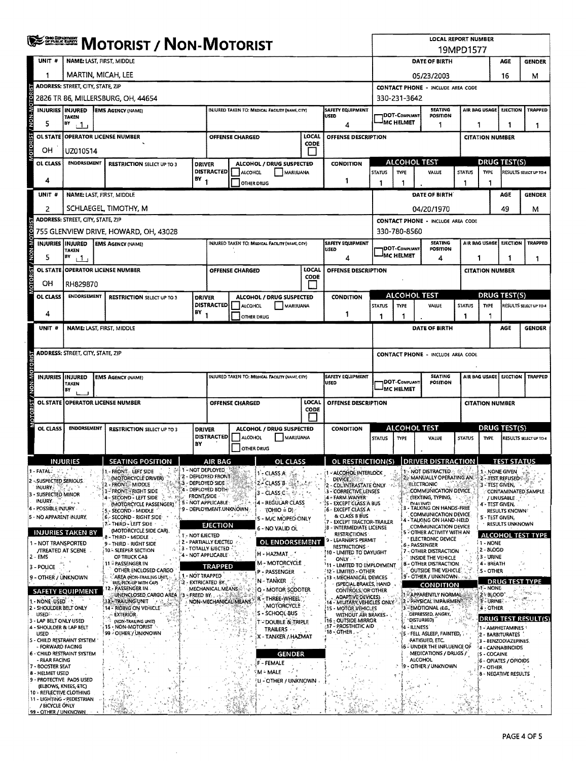# MOTORIST / NON-MOTORIST

OHIO DEPARTMENT OF PUBLIC SAFETY

LOCAL REPORT NUMBER: 19MPD1577

## Unit 1

| UNIT # | NAME: LAST, FIRST, MIDDLE | DATE OF BIRTH | AGE | GENDER |
|---|---|---|---|---|
| 1 | MARTIN, MICAH, LEE | 05/23/2003 | 16 | M |

| ADDRESS: STREET, CITY, STATE, ZIP | CONTACT PHONE - INCLUDE AREA CODE |
|---|---|
| 2826 TR 86, MILLERSBURG, OH, 44654 | 330-231-3642 |

| INJURIES | INJURED TAKEN BY | EMS AGENCY (NAME) | INJURED TAKEN TO: MEDICAL FACILITY (NAME, CITY) | SAFETY EQUIPMENT USED | DOT-COMPLIANT MC HELMET | SEATING POSITION | AIR BAG USAGE | EJECTION | TRAPPED |
|---|---|---|---|---|---|---|---|---|---|
| 5 | 1 | | | 4 | | 1 | 1 | 1 | 1 |

| OL STATE | OPERATOR LICENSE NUMBER | OFFENSE CHARGED | LOCAL CODE | OFFENSE DESCRIPTION | CITATION NUMBER |
|---|---|---|---|---|---|
| OH | UZ010514 | | | | |

| OL CLASS | ENDORSEMENT | RESTRICTION SELECT UP TO 3 | DRIVER DISTRACTED BY | ALCOHOL / DRUG SUSPECTED | CONDITION | ALCOHOL TEST STATUS | ALCOHOL TEST TYPE | ALCOHOL TEST VALUE | DRUG TEST STATUS | DRUG TEST TYPE | DRUG TEST RESULTS SELECT UP TO 4 |
|---|---|---|---|---|---|---|---|---|---|---|---|
| 4 | | | 1 | | 1 | 1 | 1 | . | 1 | 1 | |

## Unit 2

| UNIT # | NAME: LAST, FIRST, MIDDLE | DATE OF BIRTH | AGE | GENDER |
|---|---|---|---|---|
| 2 | SCHLAEGEL, TIMOTHY, M | 04/20/1970 | 49 | M |

| ADDRESS: STREET, CITY, STATE, ZIP | CONTACT PHONE - INCLUDE AREA CODE |
|---|---|
| 755 GLENVIEW DRIVE, HOWARD, OH, 43028 | 330-780-8560 |

| INJURIES | INJURED TAKEN BY | EMS AGENCY (NAME) | INJURED TAKEN TO: MEDICAL FACILITY (NAME, CITY) | SAFETY EQUIPMENT USED | DOT-COMPLIANT MC HELMET | SEATING POSITION | AIR BAG USAGE | EJECTION | TRAPPED |
|---|---|---|---|---|---|---|---|---|---|
| 5 | 1 | | | 4 | | 4 | 1 | 1 | 1 |

| OL STATE | OPERATOR LICENSE NUMBER | OFFENSE CHARGED | LOCAL CODE | OFFENSE DESCRIPTION | CITATION NUMBER |
|---|---|---|---|---|---|
| OH | RH829870 | | | | |

| OL CLASS | ENDORSEMENT | RESTRICTION SELECT UP TO 3 | DRIVER DISTRACTED BY | ALCOHOL / DRUG SUSPECTED | CONDITION | ALCOHOL TEST STATUS | ALCOHOL TEST TYPE | ALCOHOL TEST VALUE | DRUG TEST STATUS | DRUG TEST TYPE | DRUG TEST RESULTS SELECT UP TO 4 |
|---|---|---|---|---|---|---|---|---|---|---|---|
| 4 | | | 1 | | 1 | 1 | 1 | . | 1 | 1 | |

## Unit (blank)

| UNIT # | NAME: LAST, FIRST, MIDDLE | DATE OF BIRTH | AGE | GENDER |
|---|---|---|---|---|
| | | | | |

## Codes

**INJURIES**
1 - FATAL
2 - SUSPECTED SERIOUS INJURY
3 - SUSPECTED MINOR INJURY
4 - POSSIBLE INJURY
5 - NO APPARENT INJURY

**INJURIES TAKEN BY**
1 - NOT TRANSPORTED /TREATED AT SCENE
2 - EMS
3 - POLICE
9 - OTHER / UNKNOWN

**SAFETY EQUIPMENT**
1 - NONE USED
2 - SHOULDER BELT ONLY USED
3 - LAP BELT ONLY USED
4 - SHOULDER & LAP BELT USED
5 - CHILD RESTRAINT SYSTEM - FORWARD FACING
6 - CHILD RESTRAINT SYSTEM - REAR FACING
7 - BOOSTER SEAT
8 - HELMET USED
9 - PROTECTIVE PADS USED (ELBOWS, KNEES, ETC)
10 - REFLECTIVE CLOTHING
11 - LIGHTING - PEDESTRIAN / BICYCLE ONLY
99 - OTHER / UNKNOWN

**SEATING POSITION**
1 - FRONT - LEFT SIDE (MOTORCYCLE DRIVER)
2 - FRONT - MIDDLE
3 - FRONT - RIGHT SIDE
4 - SECOND - LEFT SIDE (MOTORCYCLE PASSENGER)
5 - SECOND - MIDDLE
6 - SECOND - RIGHT SIDE
7 - THIRD - LEFT SIDE (MOTORCYCLE SIDE CAR)
8 - THIRD - MIDDLE
9 - THIRD - RIGHT SIDE
10 - SLEEPER SECTION OF TRUCK CAB
11 - PASSENGER IN OTHER ENCLOSED CARGO AREA (NON-TRAILING UNIT, BUS, PICK-UP WITH CAP)
12 - PASSENGER IN UNENCLOSED CARGO AREA
13 - TRAILING UNIT
14 - RIDING ON VEHICLE EXTERIOR (NON-TRAILING UNIT)
15 - NON-MOTORIST
99 - OTHER / UNKNOWN

**AIR BAG**
1 - NOT DEPLOYED
2 - DEPLOYED FRONT
3 - DEPLOYED SIDE
4 - DEPLOYED BOTH FRONT/SIDE
5 - NOT APPLICABLE
9 - DEPLOYMENT UNKNOWN

**EJECTION**
1 - NOT EJECTED
2 - PARTIALLY EJECTED
3 - TOTALLY EJECTED
4 - NOT APPLICABLE

**TRAPPED**
1 - NOT TRAPPED
2 - EXTRICATED BY MECHANICAL MEANS
3 - FREED BY NON-MECHANICAL MEANS

**OL CLASS**
1 - CLASS A
2 - CLASS B
3 - CLASS C
4 - REGULAR CLASS (OHIO = D)
5 - M/C MOPED ONLY
6 - NO VALID OL

**OL ENDORSEMENT**
H - HAZMAT
M - MOTORCYCLE
P - PASSENGER
N - TANKER
Q - MOTOR SCOOTER
R - THREE-WHEEL MOTORCYCLE
S - SCHOOL BUS
T - DOUBLE & TRIPLE TRAILERS
X - TANKER / HAZMAT

**GENDER**
F - FEMALE
M - MALE
U - OTHER / UNKNOWN

**OL RESTRICTION(S)**
1 - ALCOHOL INTERLOCK DEVICE
2 - CDL INTRASTATE ONLY
3 - CORRECTIVE LENSES
4 - FARM WAIVER
5 - EXCEPT CLASS A BUS
6 - EXCEPT CLASS A & CLASS B BUS
7 - EXCEPT TRACTOR-TRAILER
8 - INTERMEDIATE LICENSE RESTRICTIONS
9 - LEARNER'S PERMIT RESTRICTIONS
10 - LIMITED TO DAYLIGHT ONLY
11 - LIMITED TO EMPLOYMENT
12 - LIMITED - OTHER
13 - MECHANICAL DEVICES (SPECIAL BRAKES, HAND CONTROLS, OR OTHER ADAPTIVE DEVICES)
14 - MILITARY VEHICLES ONLY
15 - MOTOR VEHICLES WITHOUT AIR BRAKES
16 - OUTSIDE MIRROR
17 - PROSTHETIC AID
18 - OTHER

**DRIVER DISTRACTION**
1 - NOT DISTRACTED
2 - MANUALLY OPERATING AN ELECTRONIC COMMUNICATION DEVICE (TEXTING, TYPING, DIALING)
3 - TALKING ON HANDS-FREE COMMUNICATION DEVICE
4 - TALKING ON HAND-HELD COMMUNICATION DEVICE
5 - OTHER ACTIVITY WITH AN ELECTRONIC DEVICE
6 - PASSENGER
7 - OTHER DISTRACTION INSIDE THE VEHICLE
8 - OTHER DISTRACTION OUTSIDE THE VEHICLE
9 - OTHER / UNKNOWN

**CONDITION**
1 - APPARENTLY NORMAL
2 - PHYSICAL IMPAIRMENT
3 - EMOTIONAL (E.G., DEPRESSED, ANGRY, DISTURBED)
4 - ILLNESS
5 - FELL ASLEEP, FAINTED, FATIGUED, ETC.
6 - UNDER THE INFLUENCE OF MEDICATIONS / DRUGS / ALCOHOL
9 - OTHER / UNKNOWN

**TEST STATUS**
1 - NONE GIVEN
2 - TEST REFUSED
3 - TEST GIVEN, CONTAMINATED SAMPLE / UNUSABLE
4 - TEST GIVEN, RESULTS KNOWN
5 - TEST GIVEN, RESULTS UNKNOWN

**ALCOHOL TEST TYPE**
1 - NONE
2 - BLOOD
3 - URINE
4 - BREATH
5 - OTHER

**DRUG TEST TYPE**
1 - NONE
2 - BLOOD
3 - URINE
4 - OTHER

**DRUG TEST RESULT(S)**
1 - AMPHETAMINES
2 - BARBITURATES
3 - BENZODIAZEPINES
4 - CANNABINOIDS
5 - COCAINE
6 - OPIATES / OPIOIDS
7 - OTHER
8 - NEGATIVE RESULTS